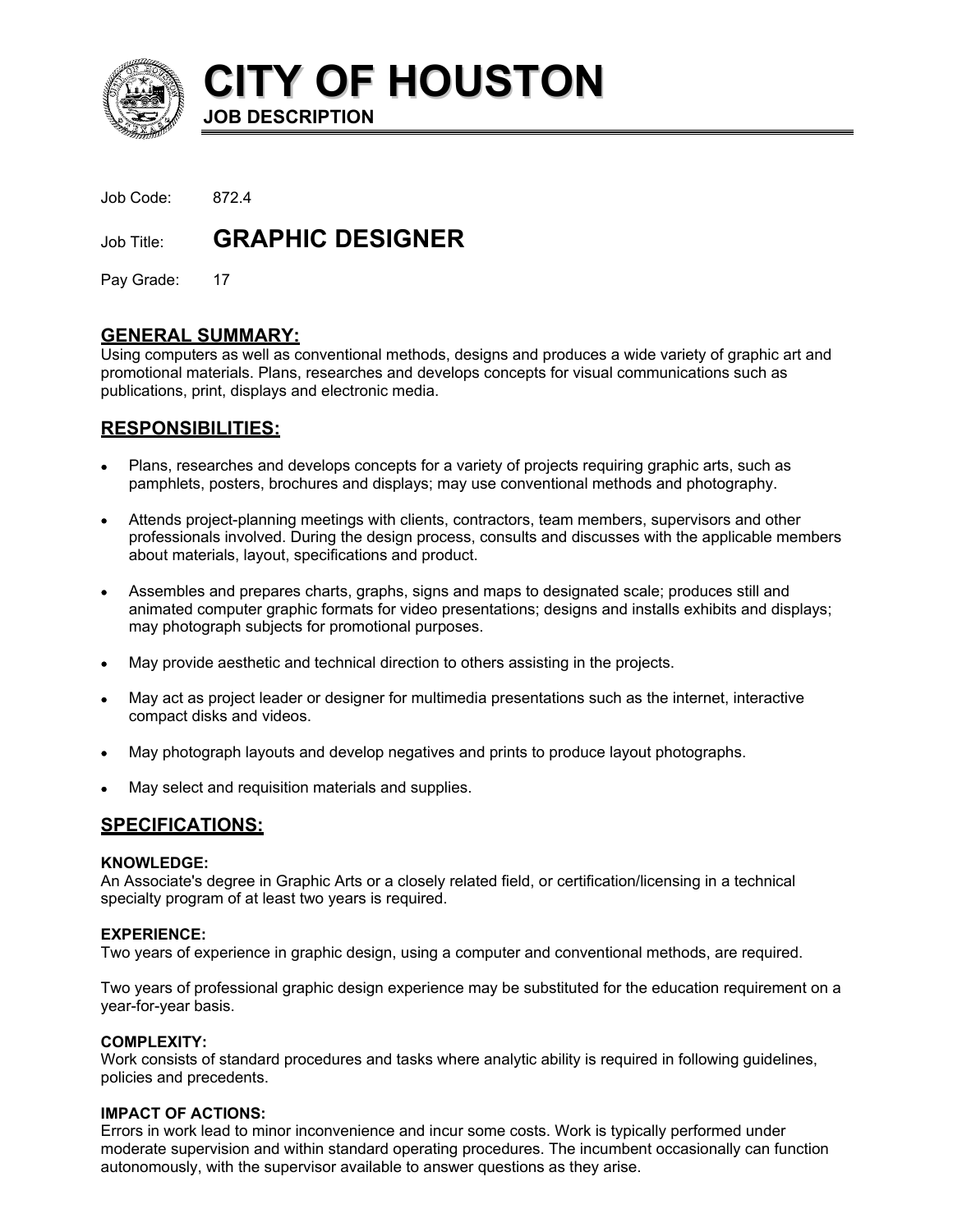# CITY OF HOUSTON

**JOB DESCRIPTION**

Job Code: 872.4

Job Title: **GRAPHIC DESIGNER**

Pay Grade: 17

## GENERAL SUMMARY:

Using computers as well as conventional methods, designs and produces a wide variety of graphic art and promotional materials. Plans, researches and develops concepts for visual communications such as publications, print, displays and electronic media.

## RESPONSIBILITIES:

- Plans, researches and develops concepts for a variety of projects requiring graphic arts, such as pamphlets, posters, brochures and displays; may use conventional methods and photography.
- Attends project-planning meetings with clients, contractors, team members, supervisors and other professionals involved. During the design process, consults and discusses with the applicable members about materials, layout, specifications and product.
- Assembles and prepares charts, graphs, signs and maps to designated scale; produces still and animated computer graphic formats for video presentations; designs and installs exhibits and displays; may photograph subjects for promotional purposes.
- May provide aesthetic and technical direction to others assisting in the projects.
- May act as project leader or designer for multimedia presentations such as the internet, interactive compact disks and videos.
- May photograph layouts and develop negatives and prints to produce layout photographs.
- May select and requisition materials and supplies.

## SPECIFICATIONS:

### KNOWLEDGE:

An Associate's degree in Graphic Arts or a closely related field, or certification/licensing in a technical specialty program of at least two years is required.

### EXPERIENCE:

Two years of experience in graphic design, using a computer and conventional methods, are required.

Two years of professional graphic design experience may be substituted for the education requirement on a year-for-year basis.

### COMPLEXITY:

Work consists of standard procedures and tasks where analytic ability is required in following guidelines, policies and precedents.

### IMPACT OF ACTIONS:

Errors in work lead to minor inconvenience and incur some costs. Work is typically performed under moderate supervision and within standard operating procedures. The incumbent occasionally can function autonomously, with the supervisor available to answer questions as they arise.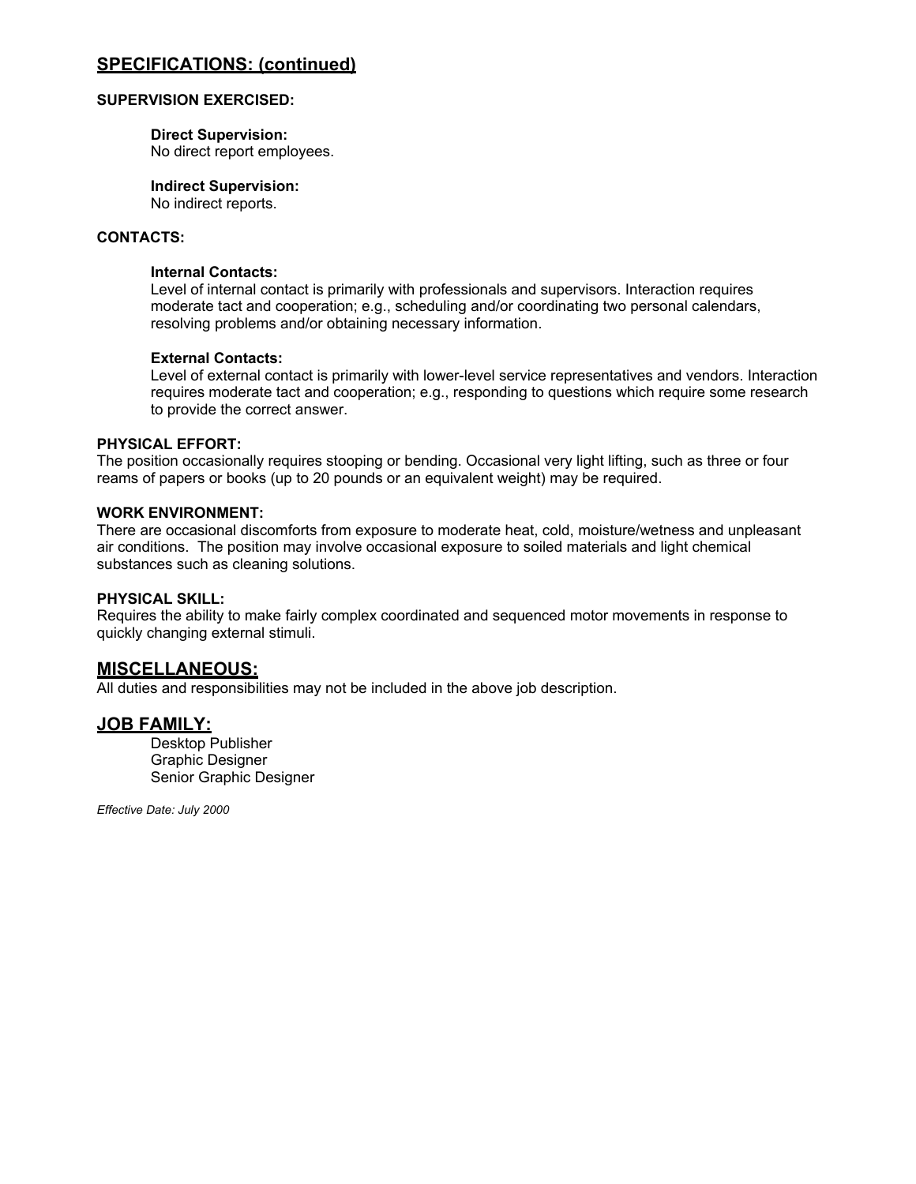## SPECIFICATIONS: (continued)

**SUPERVISION EXERCISED:**

**Direct Supervision:**
No direct report employees.

**Indirect Supervision:**
No indirect reports.

**CONTACTS:**

**Internal Contacts:**
Level of internal contact is primarily with professionals and supervisors. Interaction requires moderate tact and cooperation; e.g., scheduling and/or coordinating two personal calendars, resolving problems and/or obtaining necessary information.

**External Contacts:**
Level of external contact is primarily with lower-level service representatives and vendors. Interaction requires moderate tact and cooperation; e.g., responding to questions which require some research to provide the correct answer.

**PHYSICAL EFFORT:**
The position occasionally requires stooping or bending. Occasional very light lifting, such as three or four reams of papers or books (up to 20 pounds or an equivalent weight) may be required.

**WORK ENVIRONMENT:**
There are occasional discomforts from exposure to moderate heat, cold, moisture/wetness and unpleasant air conditions. The position may involve occasional exposure to soiled materials and light chemical substances such as cleaning solutions.

**PHYSICAL SKILL:**
Requires the ability to make fairly complex coordinated and sequenced motor movements in response to quickly changing external stimuli.

## MISCELLANEOUS:

All duties and responsibilities may not be included in the above job description.

## JOB FAMILY:

Desktop Publisher
Graphic Designer
Senior Graphic Designer

*Effective Date: July 2000*